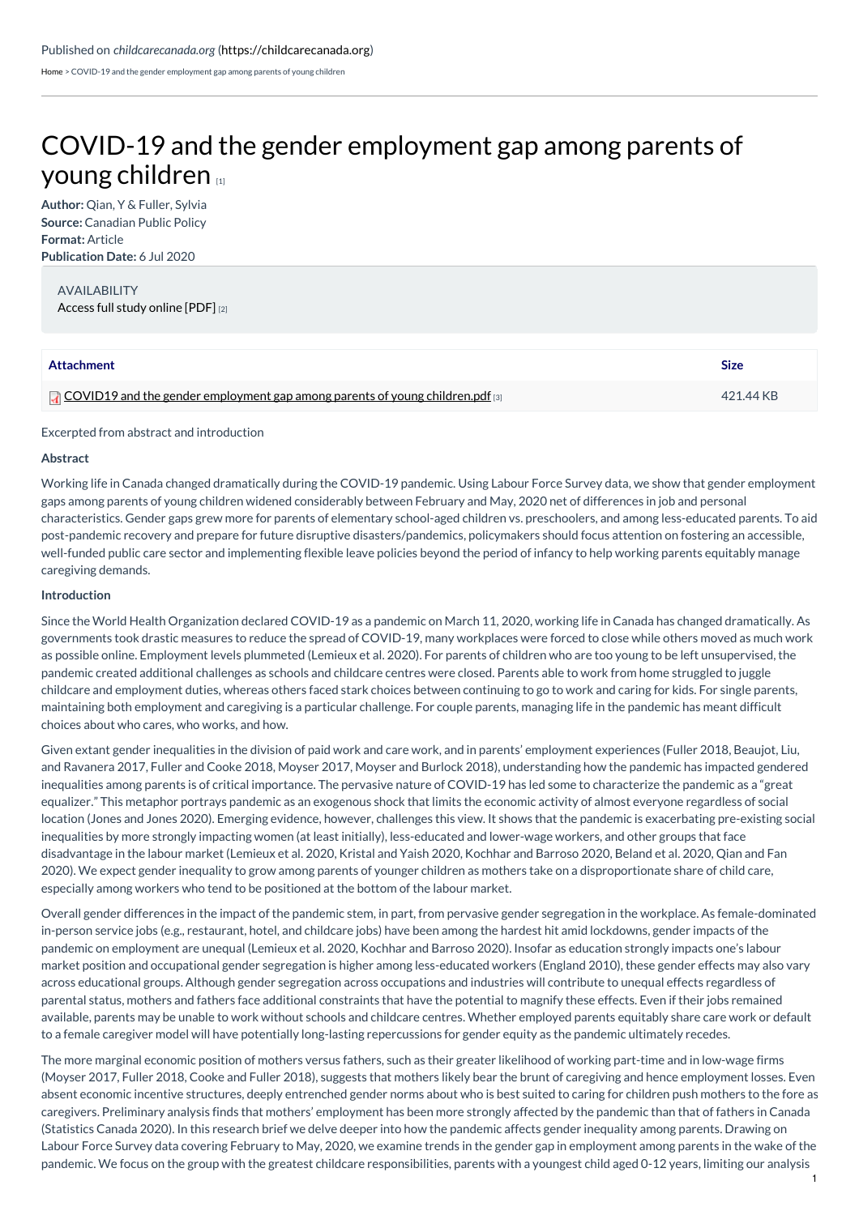Published on *childcarecanada.org* (https://childcarecanada.org)

Home > COVID-19 and the gender employment gap among parents of young children

# COVID-19 and the gender employment gap among parents of young children [1]

**Author:** Qian, Y & Fuller, Sylvia
**Source:** Canadian Public Policy
**Format:** Article
**Publication Date:** 6 Jul 2020

AVAILABILITY
Access full study online [PDF] [2]

| Attachment | Size |
| --- | --- |
| COVID19 and the gender employment gap among parents of young children.pdf [3] | 421.44 KB |

Excerpted from abstract and introduction

**Abstract**

Working life in Canada changed dramatically during the COVID-19 pandemic. Using Labour Force Survey data, we show that gender employment gaps among parents of young children widened considerably between February and May, 2020 net of differences in job and personal characteristics. Gender gaps grew more for parents of elementary school-aged children vs. preschoolers, and among less-educated parents. To aid post-pandemic recovery and prepare for future disruptive disasters/pandemics, policymakers should focus attention on fostering an accessible, well-funded public care sector and implementing flexible leave policies beyond the period of infancy to help working parents equitably manage caregiving demands.

**Introduction**

Since the World Health Organization declared COVID-19 as a pandemic on March 11, 2020, working life in Canada has changed dramatically. As governments took drastic measures to reduce the spread of COVID-19, many workplaces were forced to close while others moved as much work as possible online. Employment levels plummeted (Lemieux et al. 2020). For parents of children who are too young to be left unsupervised, the pandemic created additional challenges as schools and childcare centres were closed. Parents able to work from home struggled to juggle childcare and employment duties, whereas others faced stark choices between continuing to go to work and caring for kids. For single parents, maintaining both employment and caregiving is a particular challenge. For couple parents, managing life in the pandemic has meant difficult choices about who cares, who works, and how.

Given extant gender inequalities in the division of paid work and care work, and in parents' employment experiences (Fuller 2018, Beaujot, Liu, and Ravanera 2017, Fuller and Cooke 2018, Moyser 2017, Moyser and Burlock 2018), understanding how the pandemic has impacted gendered inequalities among parents is of critical importance. The pervasive nature of COVID-19 has led some to characterize the pandemic as a "great equalizer." This metaphor portrays pandemic as an exogenous shock that limits the economic activity of almost everyone regardless of social location (Jones and Jones 2020). Emerging evidence, however, challenges this view. It shows that the pandemic is exacerbating pre-existing social inequalities by more strongly impacting women (at least initially), less-educated and lower-wage workers, and other groups that face disadvantage in the labour market (Lemieux et al. 2020, Kristal and Yaish 2020, Kochhar and Barroso 2020, Beland et al. 2020, Qian and Fan 2020). We expect gender inequality to grow among parents of younger children as mothers take on a disproportionate share of child care, especially among workers who tend to be positioned at the bottom of the labour market.

Overall gender differences in the impact of the pandemic stem, in part, from pervasive gender segregation in the workplace. As female-dominated in-person service jobs (e.g., restaurant, hotel, and childcare jobs) have been among the hardest hit amid lockdowns, gender impacts of the pandemic on employment are unequal (Lemieux et al. 2020, Kochhar and Barroso 2020). Insofar as education strongly impacts one's labour market position and occupational gender segregation is higher among less-educated workers (England 2010), these gender effects may also vary across educational groups. Although gender segregation across occupations and industries will contribute to unequal effects regardless of parental status, mothers and fathers face additional constraints that have the potential to magnify these effects. Even if their jobs remained available, parents may be unable to work without schools and childcare centres. Whether employed parents equitably share care work or default to a female caregiver model will have potentially long-lasting repercussions for gender equity as the pandemic ultimately recedes.

The more marginal economic position of mothers versus fathers, such as their greater likelihood of working part-time and in low-wage firms (Moyser 2017, Fuller 2018, Cooke and Fuller 2018), suggests that mothers likely bear the brunt of caregiving and hence employment losses. Even absent economic incentive structures, deeply entrenched gender norms about who is best suited to caring for children push mothers to the fore as caregivers. Preliminary analysis finds that mothers' employment has been more strongly affected by the pandemic than that of fathers in Canada (Statistics Canada 2020). In this research brief we delve deeper into how the pandemic affects gender inequality among parents. Drawing on Labour Force Survey data covering February to May, 2020, we examine trends in the gender gap in employment among parents in the wake of the pandemic. We focus on the group with the greatest childcare responsibilities, parents with a youngest child aged 0-12 years, limiting our analysis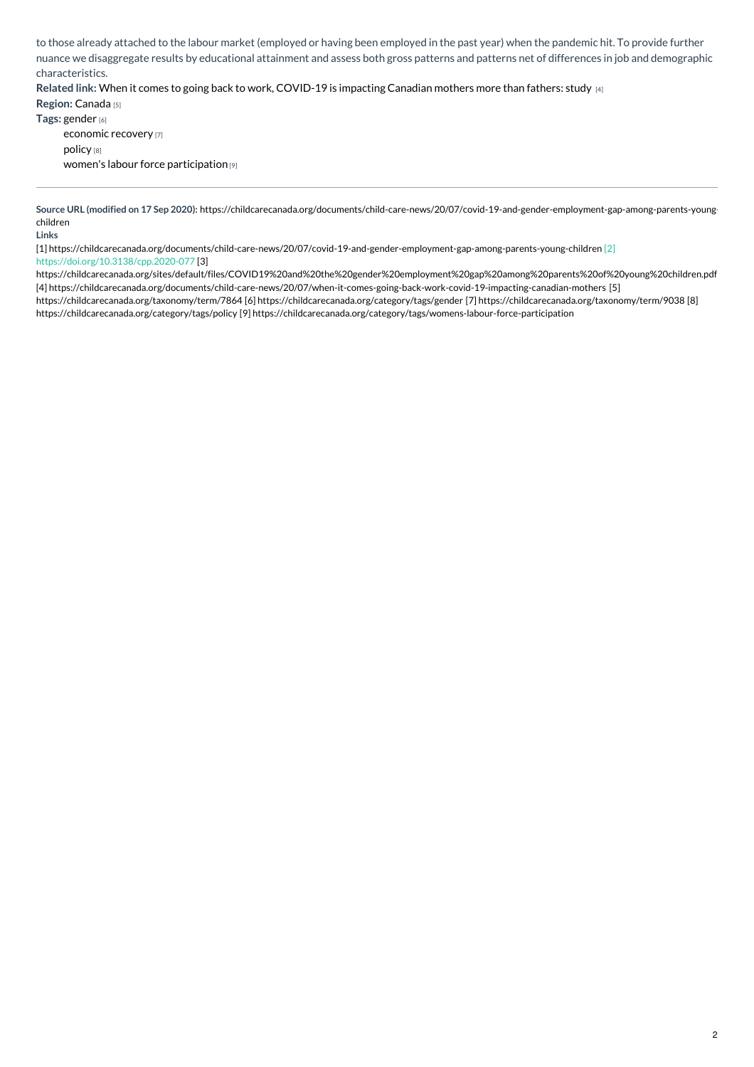to those already attached to the labour market (employed or having been employed in the past year) when the pandemic hit. To provide further nuance we disaggregate results by educational attainment and assess both gross patterns and patterns net of differences in job and demographic characteristics.

**Related link:** When it comes to going back to work, COVID-19 is impacting Canadian mothers more than fathers: study [4]

**Region:** Canada [5]

**Tags:** gender [6]

- economic recovery [7]
- policy [8]
- women's labour force participation [9]

---

**Source URL (modified on 17 Sep 2020):** https://childcarecanada.org/documents/child-care-news/20/07/covid-19-and-gender-employment-gap-among-parents-young-children

**Links**

[1] https://childcarecanada.org/documents/child-care-news/20/07/covid-19-and-gender-employment-gap-among-parents-young-children [2] https://doi.org/10.3138/cpp.2020-077 [3] https://childcarecanada.org/sites/default/files/COVID19%20and%20the%20gender%20employment%20gap%20among%20parents%20of%20young%20children.pdf [4] https://childcarecanada.org/documents/child-care-news/20/07/when-it-comes-going-back-work-covid-19-impacting-canadian-mothers [5] https://childcarecanada.org/taxonomy/term/7864 [6] https://childcarecanada.org/category/tags/gender [7] https://childcarecanada.org/taxonomy/term/9038 [8] https://childcarecanada.org/category/tags/policy [9] https://childcarecanada.org/category/tags/womens-labour-force-participation